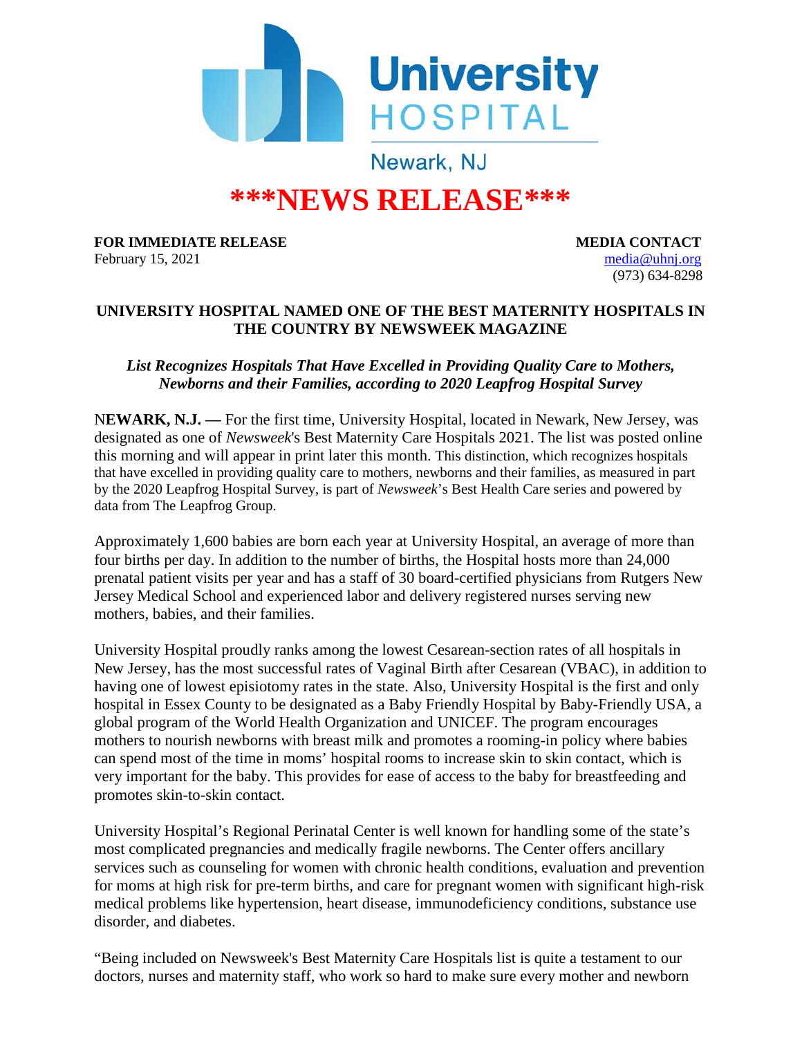University HOSPITAL

Newark, NJ

# ***NEWS RELEASE***

**FOR IMMEDIATE RELEASE**
February 15, 2021

**MEDIA CONTACT**
media@uhnj.org
(973) 634-8298

## UNIVERSITY HOSPITAL NAMED ONE OF THE BEST MATERNITY HOSPITALS IN THE COUNTRY BY NEWSWEEK MAGAZINE

***List Recognizes Hospitals That Have Excelled in Providing Quality Care to Mothers, Newborns and their Families, according to 2020 Leapfrog Hospital Survey***

**NEWARK, N.J. —** For the first time, University Hospital, located in Newark, New Jersey, was designated as one of *Newsweek*'s Best Maternity Care Hospitals 2021. The list was posted online this morning and will appear in print later this month. This distinction, which recognizes hospitals that have excelled in providing quality care to mothers, newborns and their families, as measured in part by the 2020 Leapfrog Hospital Survey, is part of *Newsweek*'s Best Health Care series and powered by data from The Leapfrog Group.

Approximately 1,600 babies are born each year at University Hospital, an average of more than four births per day. In addition to the number of births, the Hospital hosts more than 24,000 prenatal patient visits per year and has a staff of 30 board-certified physicians from Rutgers New Jersey Medical School and experienced labor and delivery registered nurses serving new mothers, babies, and their families.

University Hospital proudly ranks among the lowest Cesarean-section rates of all hospitals in New Jersey, has the most successful rates of Vaginal Birth after Cesarean (VBAC), in addition to having one of lowest episiotomy rates in the state. Also, University Hospital is the first and only hospital in Essex County to be designated as a Baby Friendly Hospital by Baby-Friendly USA, a global program of the World Health Organization and UNICEF. The program encourages mothers to nourish newborns with breast milk and promotes a rooming-in policy where babies can spend most of the time in moms' hospital rooms to increase skin to skin contact, which is very important for the baby. This provides for ease of access to the baby for breastfeeding and promotes skin-to-skin contact.

University Hospital's Regional Perinatal Center is well known for handling some of the state's most complicated pregnancies and medically fragile newborns. The Center offers ancillary services such as counseling for women with chronic health conditions, evaluation and prevention for moms at high risk for pre-term births, and care for pregnant women with significant high-risk medical problems like hypertension, heart disease, immunodeficiency conditions, substance use disorder, and diabetes.

"Being included on Newsweek's Best Maternity Care Hospitals list is quite a testament to our doctors, nurses and maternity staff, who work so hard to make sure every mother and newborn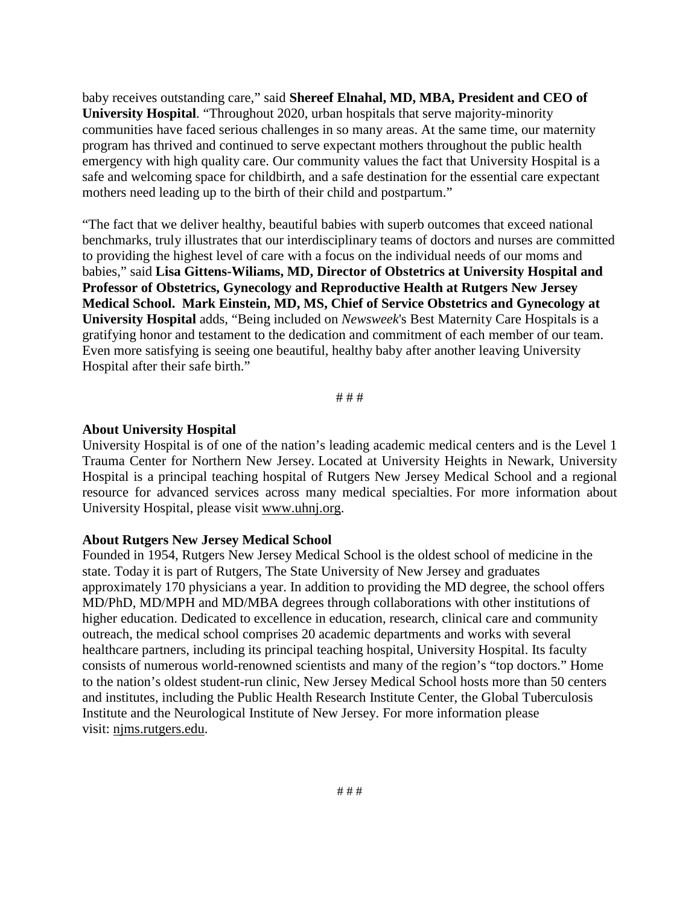baby receives outstanding care," said **Shereef Elnahal, MD, MBA, President and CEO of University Hospital**. "Throughout 2020, urban hospitals that serve majority-minority communities have faced serious challenges in so many areas. At the same time, our maternity program has thrived and continued to serve expectant mothers throughout the public health emergency with high quality care. Our community values the fact that University Hospital is a safe and welcoming space for childbirth, and a safe destination for the essential care expectant mothers need leading up to the birth of their child and postpartum."

"The fact that we deliver healthy, beautiful babies with superb outcomes that exceed national benchmarks, truly illustrates that our interdisciplinary teams of doctors and nurses are committed to providing the highest level of care with a focus on the individual needs of our moms and babies," said **Lisa Gittens-Wiliams, MD, Director of Obstetrics at University Hospital and Professor of Obstetrics, Gynecology and Reproductive Health at Rutgers New Jersey Medical School. Mark Einstein, MD, MS, Chief of Service Obstetrics and Gynecology at University Hospital** adds, "Being included on *Newsweek*'s Best Maternity Care Hospitals is a gratifying honor and testament to the dedication and commitment of each member of our team. Even more satisfying is seeing one beautiful, healthy baby after another leaving University Hospital after their safe birth."

# # #

**About University Hospital**

University Hospital is of one of the nation's leading academic medical centers and is the Level 1 Trauma Center for Northern New Jersey. Located at University Heights in Newark, University Hospital is a principal teaching hospital of Rutgers New Jersey Medical School and a regional resource for advanced services across many medical specialties. For more information about University Hospital, please visit www.uhnj.org.

**About Rutgers New Jersey Medical School**

Founded in 1954, Rutgers New Jersey Medical School is the oldest school of medicine in the state. Today it is part of Rutgers, The State University of New Jersey and graduates approximately 170 physicians a year. In addition to providing the MD degree, the school offers MD/PhD, MD/MPH and MD/MBA degrees through collaborations with other institutions of higher education. Dedicated to excellence in education, research, clinical care and community outreach, the medical school comprises 20 academic departments and works with several healthcare partners, including its principal teaching hospital, University Hospital. Its faculty consists of numerous world-renowned scientists and many of the region's "top doctors." Home to the nation's oldest student-run clinic, New Jersey Medical School hosts more than 50 centers and institutes, including the Public Health Research Institute Center, the Global Tuberculosis Institute and the Neurological Institute of New Jersey. For more information please visit: njms.rutgers.edu.

# # #